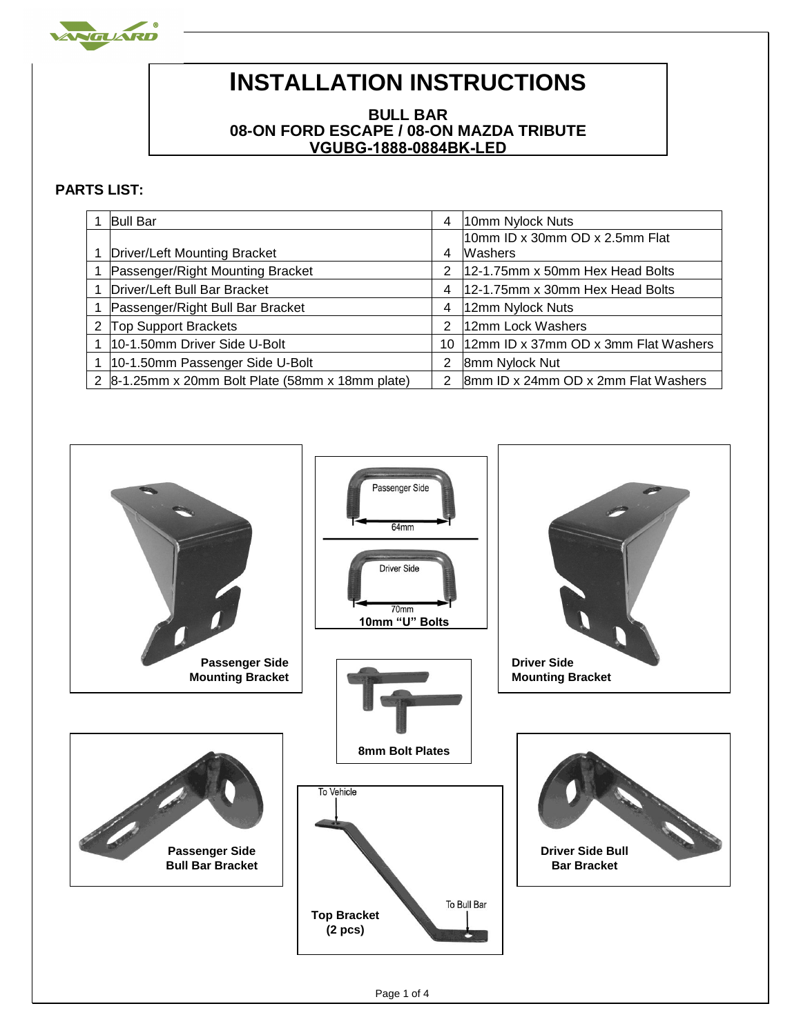# INSTALLATION INSTRUCTIONS

**BULL BAR**
**08-ON FORD ESCAPE / 08-ON MAZDA TRIBUTE**
**VGUBG-1888-0884BK-LED**

## PARTS LIST:

| Qty | Part | Qty | Part |
|---|---|---|---|
| 1 | Bull Bar | 4 | 10mm Nylock Nuts |
| 1 | Driver/Left Mounting Bracket | 4 | 10mm ID x 30mm OD x 2.5mm Flat Washers |
| 1 | Passenger/Right Mounting Bracket | 2 | 12-1.75mm x 50mm Hex Head Bolts |
| 1 | Driver/Left Bull Bar Bracket | 4 | 12-1.75mm x 30mm Hex Head Bolts |
| 1 | Passenger/Right Bull Bar Bracket | 4 | 12mm Nylock Nuts |
| 2 | Top Support Brackets | 2 | 12mm Lock Washers |
| 1 | 10-1.50mm Driver Side U-Bolt | 10 | 12mm ID x 37mm OD x 3mm Flat Washers |
| 1 | 10-1.50mm Passenger Side U-Bolt | 2 | 8mm Nylock Nut |
| 2 | 8-1.25mm x 20mm Bolt Plate (58mm x 18mm plate) | 2 | 8mm ID x 24mm OD x 2mm Flat Washers |

**Passenger Side Mounting Bracket**

Passenger Side — 64mm

Driver Side — 70mm

**10mm "U" Bolts**

**Driver Side Mounting Bracket**

**8mm Bolt Plates**

**Passenger Side Bull Bar Bracket**

To Vehicle

To Bull Bar

**Top Bracket (2 pcs)**

**Driver Side Bull Bar Bracket**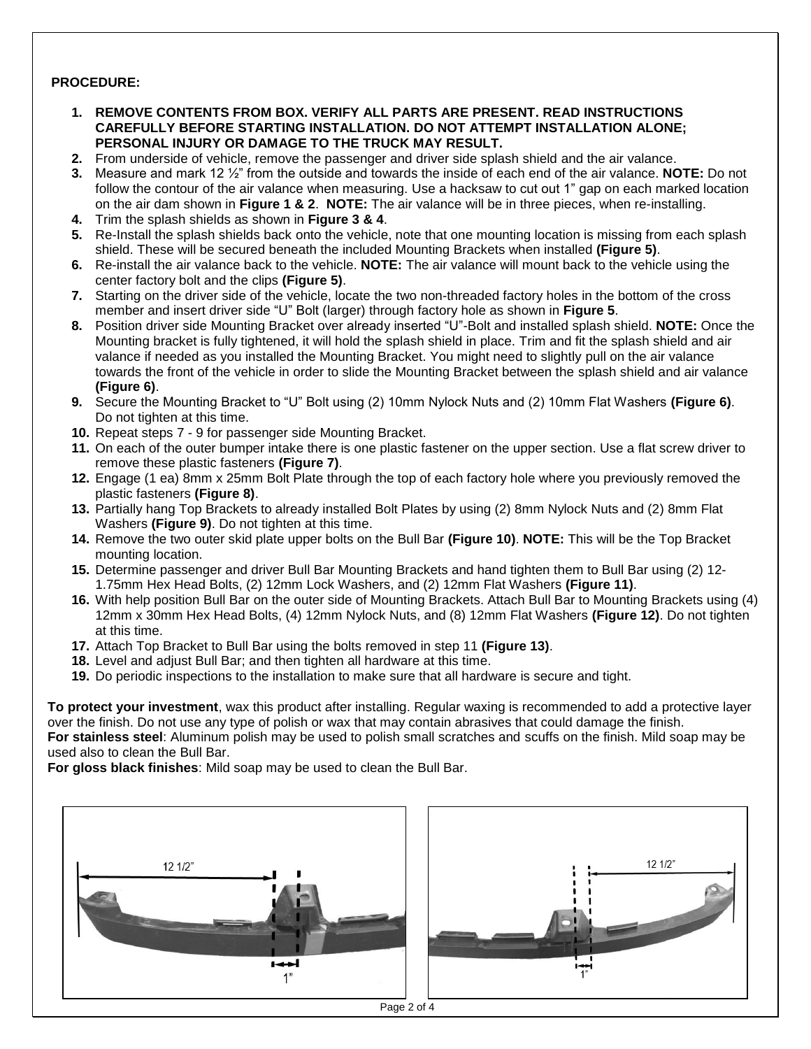**PROCEDURE:**

1. **REMOVE CONTENTS FROM BOX. VERIFY ALL PARTS ARE PRESENT. READ INSTRUCTIONS CAREFULLY BEFORE STARTING INSTALLATION. DO NOT ATTEMPT INSTALLATION ALONE; PERSONAL INJURY OR DAMAGE TO THE TRUCK MAY RESULT.**
2. From underside of vehicle, remove the passenger and driver side splash shield and the air valance.
3. Measure and mark 12 ½" from the outside and towards the inside of each end of the air valance. **NOTE:** Do not follow the contour of the air valance when measuring. Use a hacksaw to cut out 1" gap on each marked location on the air dam shown in **Figure 1 & 2**. **NOTE:** The air valance will be in three pieces, when re-installing.
4. Trim the splash shields as shown in **Figure 3 & 4**.
5. Re-Install the splash shields back onto the vehicle, note that one mounting location is missing from each splash shield. These will be secured beneath the included Mounting Brackets when installed **(Figure 5)**.
6. Re-install the air valance back to the vehicle. **NOTE:** The air valance will mount back to the vehicle using the center factory bolt and the clips **(Figure 5)**.
7. Starting on the driver side of the vehicle, locate the two non-threaded factory holes in the bottom of the cross member and insert driver side "U" Bolt (larger) through factory hole as shown in **Figure 5**.
8. Position driver side Mounting Bracket over already inserted "U"-Bolt and installed splash shield. **NOTE:** Once the Mounting bracket is fully tightened, it will hold the splash shield in place. Trim and fit the splash shield and air valance if needed as you installed the Mounting Bracket. You might need to slightly pull on the air valance towards the front of the vehicle in order to slide the Mounting Bracket between the splash shield and air valance **(Figure 6)**.
9. Secure the Mounting Bracket to "U" Bolt using (2) 10mm Nylock Nuts and (2) 10mm Flat Washers **(Figure 6)**. Do not tighten at this time.
10. Repeat steps 7 - 9 for passenger side Mounting Bracket.
11. On each of the outer bumper intake there is one plastic fastener on the upper section. Use a flat screw driver to remove these plastic fasteners **(Figure 7)**.
12. Engage (1 ea) 8mm x 25mm Bolt Plate through the top of each factory hole where you previously removed the plastic fasteners **(Figure 8)**.
13. Partially hang Top Brackets to already installed Bolt Plates by using (2) 8mm Nylock Nuts and (2) 8mm Flat Washers **(Figure 9)**. Do not tighten at this time.
14. Remove the two outer skid plate upper bolts on the Bull Bar **(Figure 10)**. **NOTE:** This will be the Top Bracket mounting location.
15. Determine passenger and driver Bull Bar Mounting Brackets and hand tighten them to Bull Bar using (2) 12-1.75mm Hex Head Bolts, (2) 12mm Lock Washers, and (2) 12mm Flat Washers **(Figure 11)**.
16. With help position Bull Bar on the outer side of Mounting Brackets. Attach Bull Bar to Mounting Brackets using (4) 12mm x 30mm Hex Head Bolts, (4) 12mm Nylock Nuts, and (8) 12mm Flat Washers **(Figure 12)**. Do not tighten at this time.
17. Attach Top Bracket to Bull Bar using the bolts removed in step 11 **(Figure 13)**.
18. Level and adjust Bull Bar; and then tighten all hardware at this time.
19. Do periodic inspections to the installation to make sure that all hardware is secure and tight.

**To protect your investment**, wax this product after installing. Regular waxing is recommended to add a protective layer over the finish. Do not use any type of polish or wax that may contain abrasives that could damage the finish.
**For stainless steel**: Aluminum polish may be used to polish small scratches and scuffs on the finish. Mild soap may be used also to clean the Bull Bar.
**For gloss black finishes**: Mild soap may be used to clean the Bull Bar.

12 1/2"

1"

12 1/2"

1"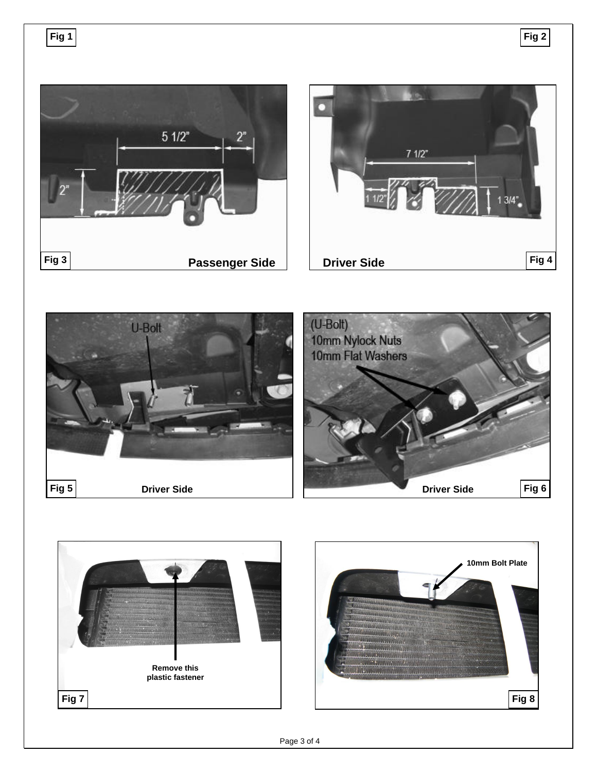Fig 1

Fig 2

5 1/2"

2"

2"

Fig 3 **Passenger Side**

7 1/2"

1 1/2"

1 3/4"

**Driver Side** Fig 4

U-Bolt

Fig 5 **Driver Side**

(U-Bolt)
10mm Nylock Nuts
10mm Flat Washers

**Driver Side** Fig 6

**Remove this plastic fastener**

Fig 7

**10mm Bolt Plate**

Fig 8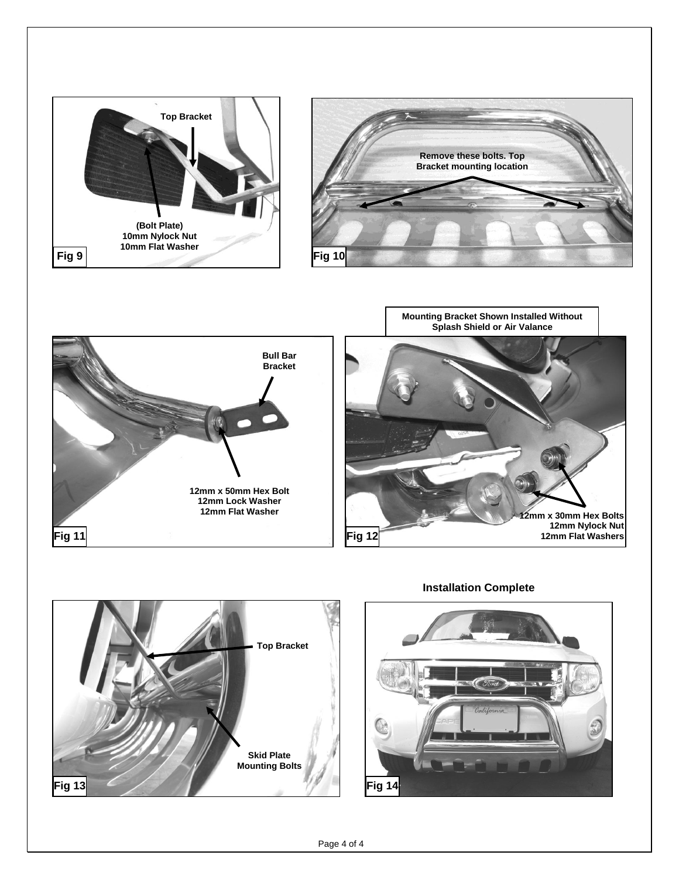Top Bracket

(Bolt Plate)
10mm Nylock Nut
10mm Flat Washer

Fig 9

Remove these bolts. Top Bracket mounting location

Fig 10

Bull Bar Bracket

12mm x 50mm Hex Bolt
12mm Lock Washer
12mm Flat Washer

Fig 11

Mounting Bracket Shown Installed Without Splash Shield or Air Valance

12mm x 30mm Hex Bolts
12mm Nylock Nut
12mm Flat Washers

Fig 12

Top Bracket

Skid Plate Mounting Bolts

Fig 13

Installation Complete

Fig 14